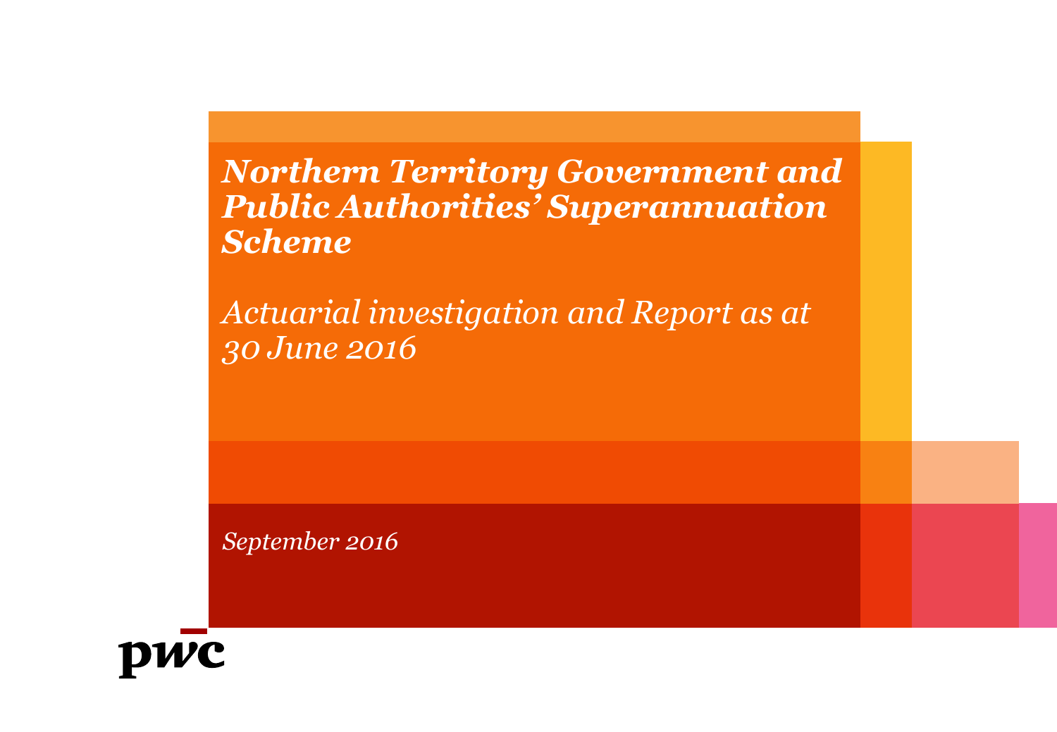# *Northern Territory Government and Public Authorities' Superannuation Scheme*

## *Actuarial investigation and Report as at 30 June 2016*

*September 2016*

pwc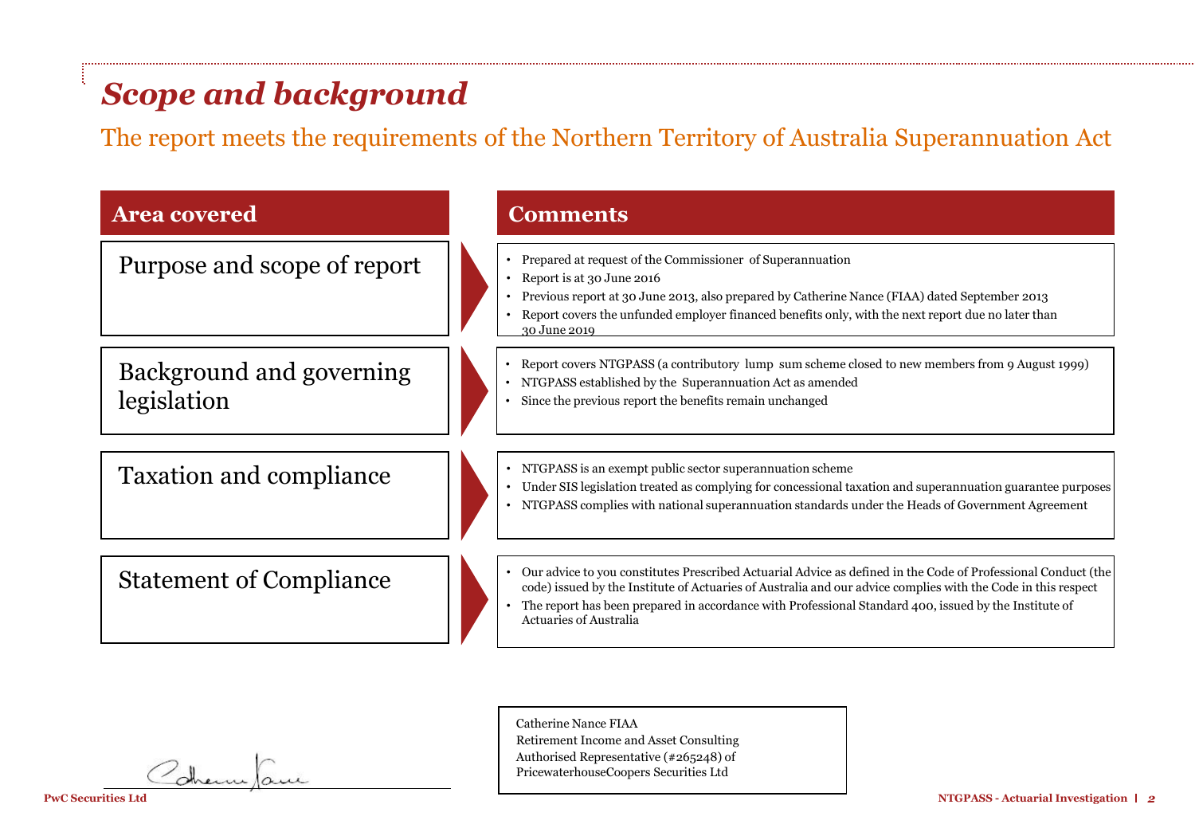# *Scope and background*

## The report meets the requirements of the Northern Territory of Australia Superannuation Act

| Area covered | Comments |
|---|---|
| Purpose and scope of report | • Prepared at request of the Commissioner of Superannuation<br>• Report is at 30 June 2016<br>• Previous report at 30 June 2013, also prepared by Catherine Nance (FIAA) dated September 2013<br>• Report covers the unfunded employer financed benefits only, with the next report due no later than 30 June 2019 |
| Background and governing legislation | • Report covers NTGPASS (a contributory lump sum scheme closed to new members from 9 August 1999)<br>• NTGPASS established by the Superannuation Act as amended<br>• Since the previous report the benefits remain unchanged |
| Taxation and compliance | • NTGPASS is an exempt public sector superannuation scheme<br>• Under SIS legislation treated as complying for concessional taxation and superannuation guarantee purposes<br>• NTGPASS complies with national superannuation standards under the Heads of Government Agreement |
| Statement of Compliance | • Our advice to you constitutes Prescribed Actuarial Advice as defined in the Code of Professional Conduct (the code) issued by the Institute of Actuaries of Australia and our advice complies with the Code in this respect<br>• The report has been prepared in accordance with Professional Standard 400, issued by the Institute of Actuaries of Australia |

Catherine Nance FIAA
Retirement Income and Asset Consulting
Authorised Representative (#265248) of
PricewaterhouseCoopers Securities Ltd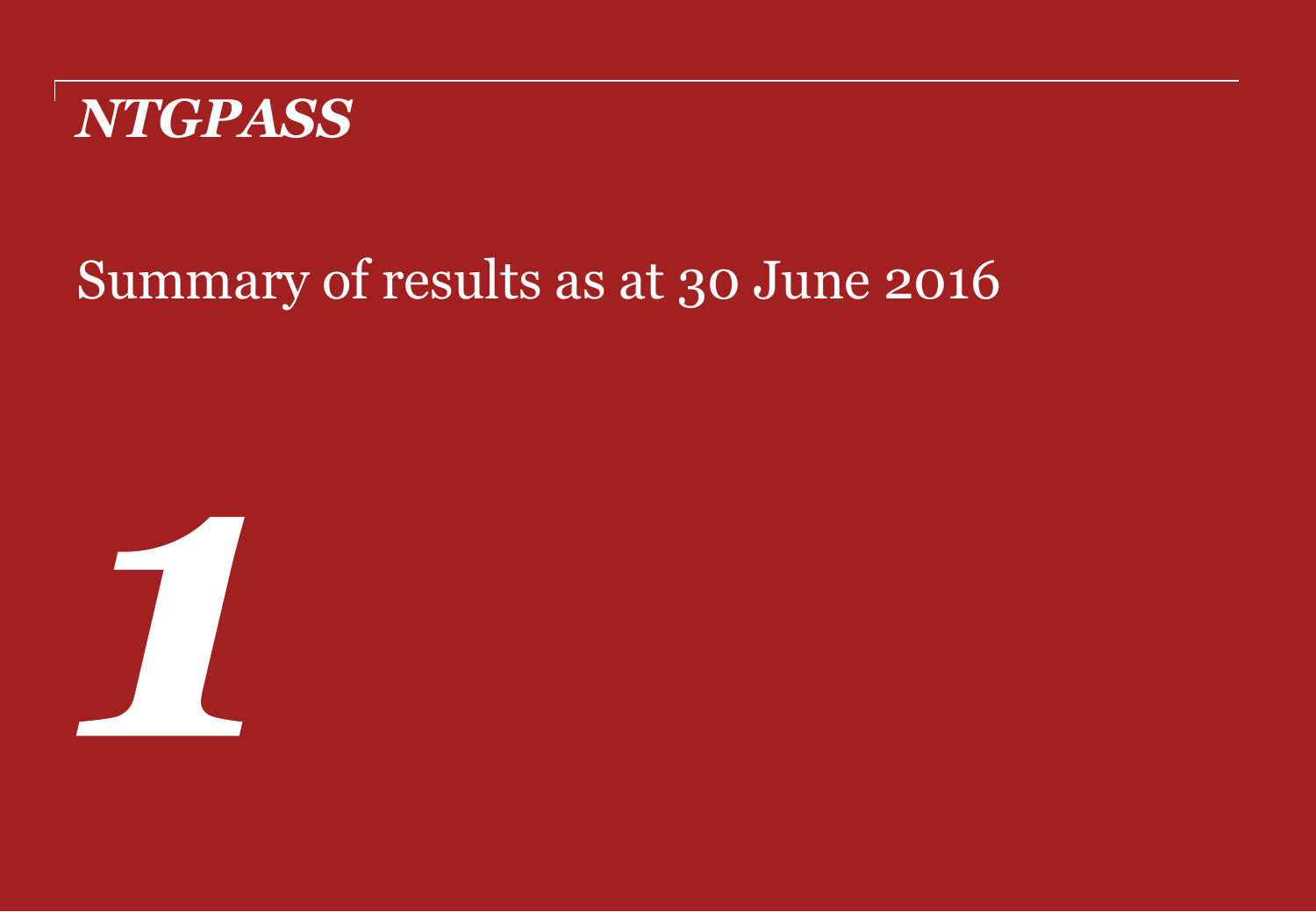*NTGPASS*

# Summary of results as at 30 June 2016

***1***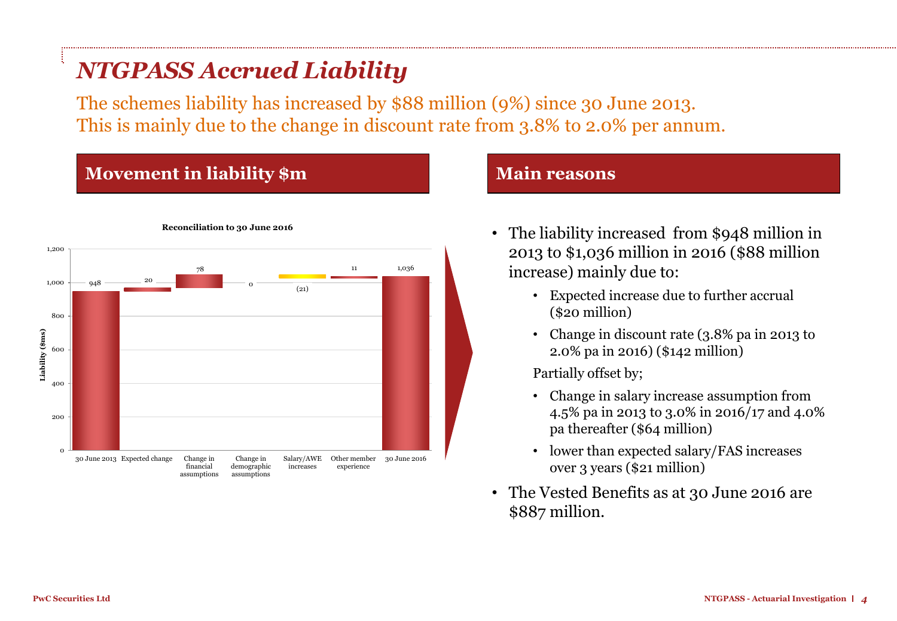# *NTGPASS Accrued Liability*

The schemes liability has increased by $88 million (9%) since 30 June 2013.
This is mainly due to the change in discount rate from 3.8% to 2.0% per annum.

## Movement in liability $m

**Reconciliation to 30 June 2016**

| | Liability ($ms) |
|---|---|
| 30 June 2013 | 948 |
| Expected change | 20 |
| Change in financial assumptions | 78 |
| Change in demographic assumptions | 0 |
| Salary/AWE increases | (21) |
| Other member experience | 11 |
| 30 June 2016 | 1,036 |

## Main reasons

- The liability increased from $948 million in 2013 to $1,036 million in 2016 ($88 million increase) mainly due to:
  - Expected increase due to further accrual ($20 million)
  - Change in discount rate (3.8% pa in 2013 to 2.0% pa in 2016) ($142 million)

  Partially offset by;

  - Change in salary increase assumption from 4.5% pa in 2013 to 3.0% in 2016/17 and 4.0% pa thereafter ($64 million)
  - lower than expected salary/FAS increases over 3 years ($21 million)
- The Vested Benefits as at 30 June 2016 are $887 million.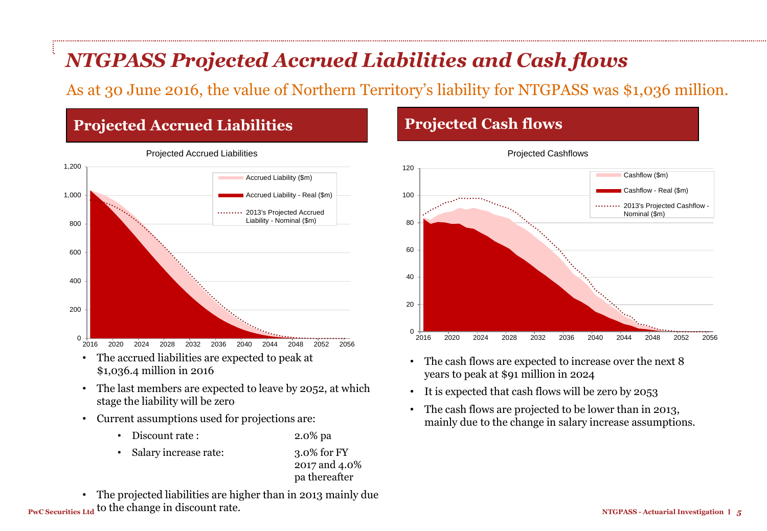# *NTGPASS Projected Accrued Liabilities and Cash flows*

As at 30 June 2016, the value of Northern Territory's liability for NTGPASS was $1,036 million.

## Projected Accrued Liabilities

- The accrued liabilities are expected to peak at $1,036.4 million in 2016
- The last members are expected to leave by 2052, at which stage the liability will be zero
- Current assumptions used for projections are:
  - Discount rate : 2.0% pa
  - Salary increase rate: 3.0% for FY 2017 and 4.0% pa thereafter
- The projected liabilities are higher than in 2013 mainly due to the change in discount rate.

## Projected Cash flows

- The cash flows are expected to increase over the next 8 years to peak at $91 million in 2024
- It is expected that cash flows will be zero by 2053
- The cash flows are projected to be lower than in 2013, mainly due to the change in salary increase assumptions.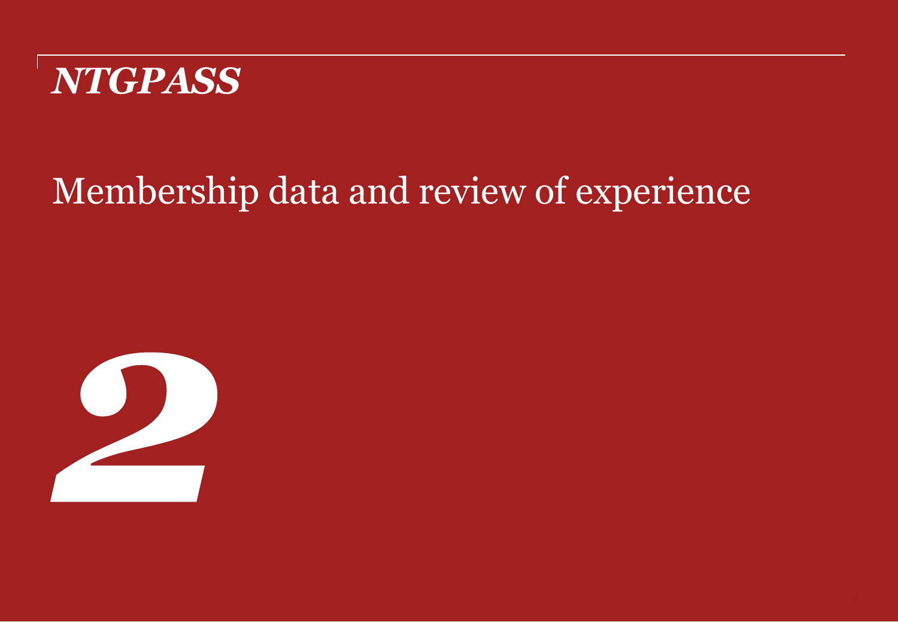*NTGPASS*

# Membership data and review of experience

# 2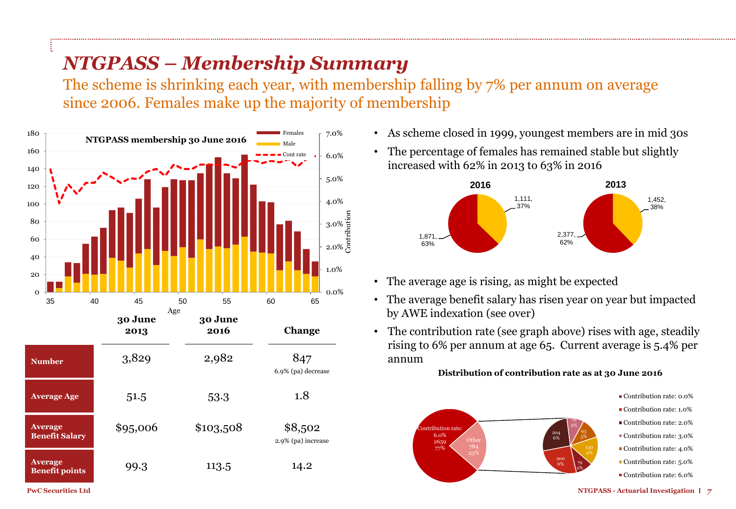# NTGPASS – Membership Summary

## The scheme is shrinking each year, with membership falling by 7% per annum on average since 2006. Females make up the majority of membership

**NTGPASS membership 30 June 2016**

| | 30 June 2013 | 30 June 2016 | Change |
|---|---|---|---|
| **Number** | 3,829 | 2,982 | 847<br>6.9% (pa) decrease |
| **Average Age** | 51.5 | 53.3 | 1.8 |
| **Average Benefit Salary** | $95,006 | $103,508 | $8,502<br>2.9% (pa) increase |
| **Average Benefit points** | 99.3 | 113.5 | 14.2 |

- As scheme closed in 1999, youngest members are in mid 30s
- The percentage of females has remained stable but slightly increased with 62% in 2013 to 63% in 2016

**2016**: 1,871, 63%; 1,111, 37%

**2013**: 2,377, 62%; 1,452, 38%

- The average age is rising, as might be expected
- The average benefit salary has risen year on year but impacted by AWE indexation (see over)
- The contribution rate (see graph above) rises with age, steadily rising to 6% per annum at age 65. Current average is 5.4% per annum

**Distribution of contribution rate as at 30 June 2016**

Contribution rate: 6.0% – 2659 (77%); Other – 784 (23%)

Other: 204 (6%); 78 (2%); 93 (3%); 130 (4%); 79 (2%); 200 (6%)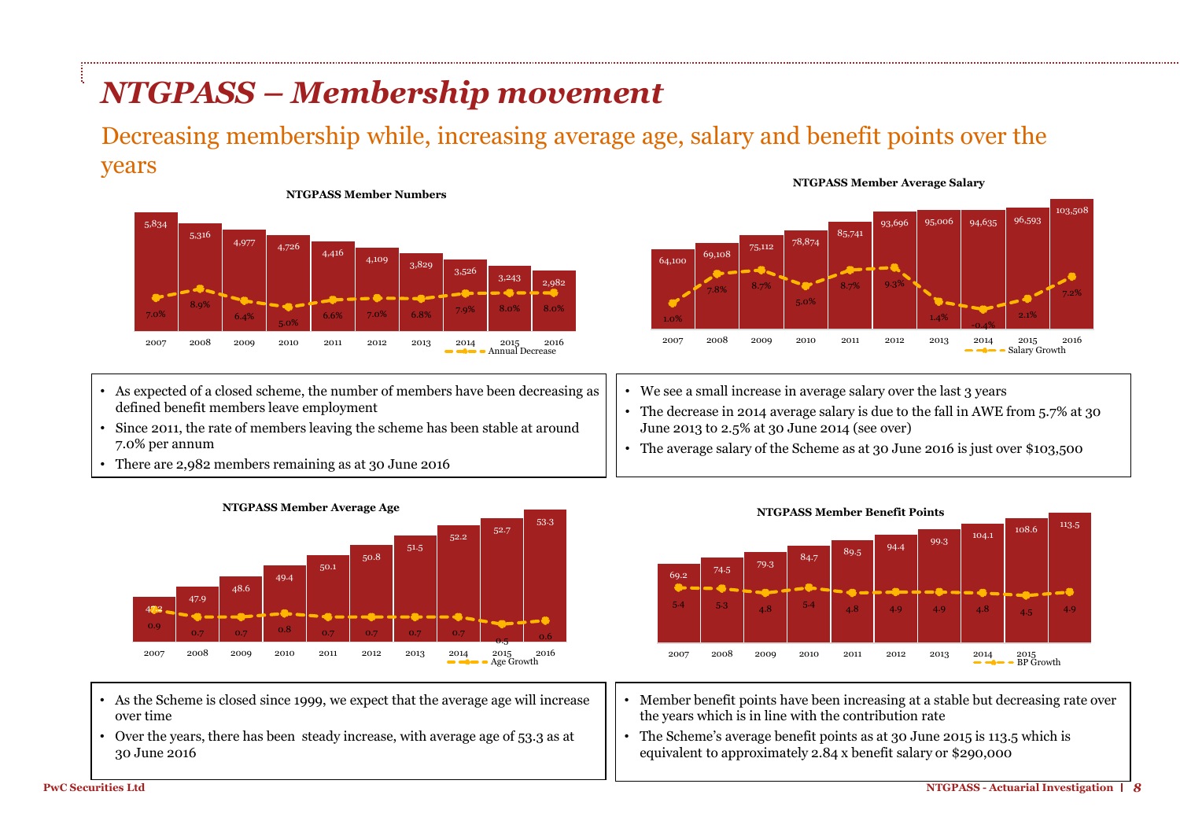# *NTGPASS – Membership movement*

## Decreasing membership while, increasing average age, salary and benefit points over the years

**NTGPASS Member Numbers**

| Year | Members | Annual Decrease |
|---|---|---|
| 2007 | 5,834 | 7.0% |
| 2008 | 5,316 | 8.9% |
| 2009 | 4,977 | 6.4% |
| 2010 | 4,726 | 5.0% |
| 2011 | 4,416 | 6.6% |
| 2012 | 4,109 | 7.0% |
| 2013 | 3,829 | 6.8% |
| 2014 | 3,526 | 7.9% |
| 2015 | 3,243 | 8.0% |
| 2016 | 2,982 | 8.0% |

- As expected of a closed scheme, the number of members have been decreasing as defined benefit members leave employment
- Since 2011, the rate of members leaving the scheme has been stable at around 7.0% per annum
- There are 2,982 members remaining as at 30 June 2016

**NTGPASS Member Average Salary**

| Year | Average Salary | Salary Growth |
|---|---|---|
| 2007 | 64,100 | 1.0% |
| 2008 | 69,108 | 7.8% |
| 2009 | 75,112 | 8.7% |
| 2010 | 78,874 | 5.0% |
| 2011 | 85,741 | 8.7% |
| 2012 | 93,696 | 9.3% |
| 2013 | 95,006 | 1.4% |
| 2014 | 94,635 | -0.4% |
| 2015 | 96,593 | 2.1% |
| 2016 | 103,508 | 7.2% |

- We see a small increase in average salary over the last 3 years
- The decrease in 2014 average salary is due to the fall in AWE from 5.7% at 30 June 2013 to 2.5% at 30 June 2014 (see over)
- The average salary of the Scheme as at 30 June 2016 is just over $103,500

**NTGPASS Member Average Age**

| Year | Average Age | Age Growth |
|---|---|---|
| 2007 | 47.2 | 0.9 |
| 2008 | 47.9 | 0.7 |
| 2009 | 48.6 | 0.7 |
| 2010 | 49.4 | 0.8 |
| 2011 | 50.1 | 0.7 |
| 2012 | 50.8 | 0.7 |
| 2013 | 51.5 | 0.7 |
| 2014 | 52.2 | 0.7 |
| 2015 | 52.7 | 0.5 |
| 2016 | 53.3 | 0.6 |

- As the Scheme is closed since 1999, we expect that the average age will increase over time
- Over the years, there has been steady increase, with average age of 53.3 as at 30 June 2016

**NTGPASS Member Benefit Points**

| Year | Benefit Points | BP Growth |
|---|---|---|
| 2007 | 69.2 | 5.4 |
| 2008 | 74.5 | 5.3 |
| 2009 | 79.3 | 4.8 |
| 2010 | 84.7 | 5.4 |
| 2011 | 89.5 | 4.8 |
| 2012 | 94.4 | 4.9 |
| 2013 | 99.3 | 4.9 |
| 2014 | 104.1 | 4.8 |
| 2015 | 108.6 | 4.5 |
| | 113.5 | 4.9 |

- Member benefit points have been increasing at a stable but decreasing rate over the years which is in line with the contribution rate
- The Scheme's average benefit points as at 30 June 2015 is 113.5 which is equivalent to approximately 2.84 x benefit salary or $290,000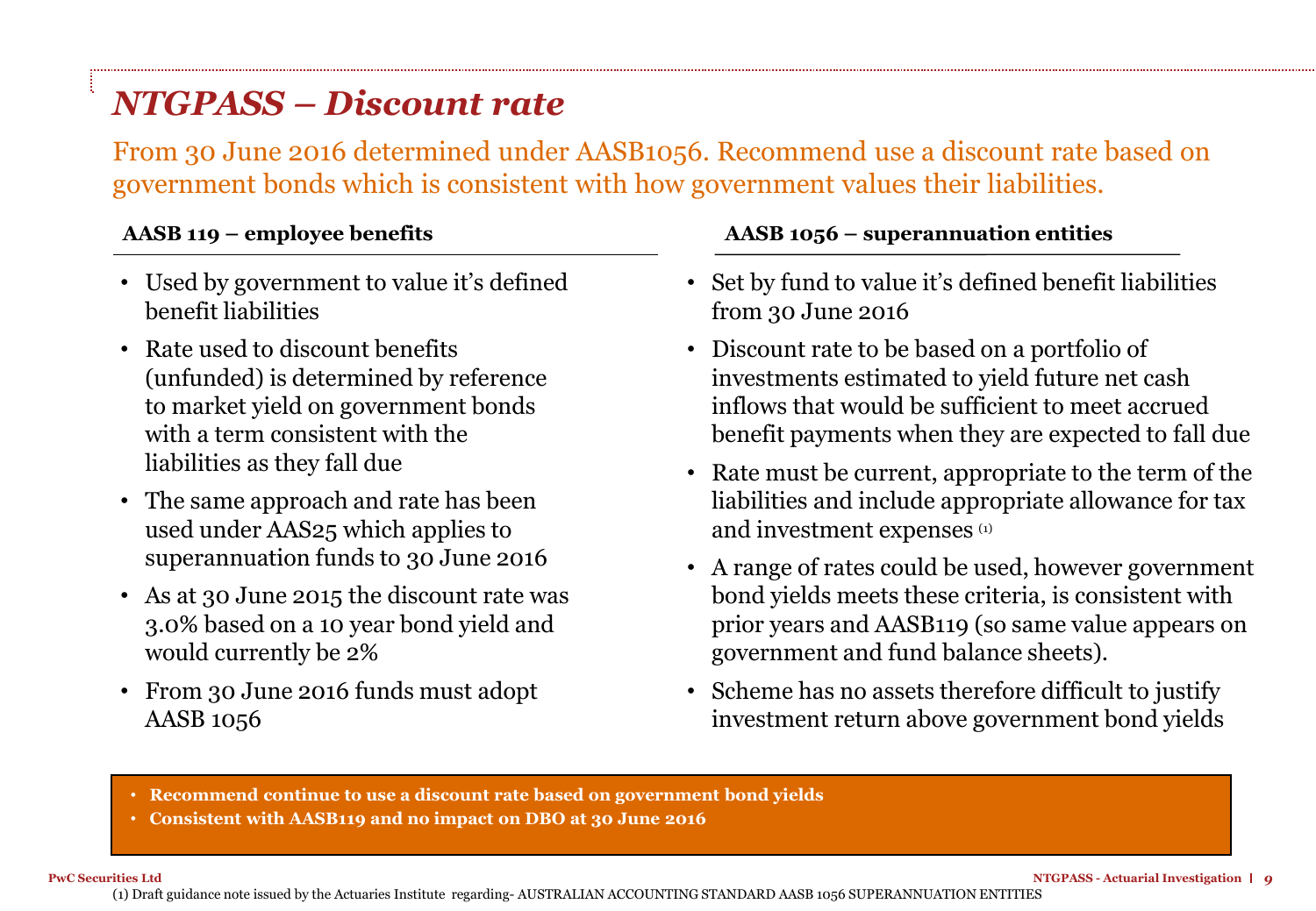# *NTGPASS – Discount rate*

From 30 June 2016 determined under AASB1056. Recommend use a discount rate based on government bonds which is consistent with how government values their liabilities.

**AASB 119 – employee benefits**

- Used by government to value it's defined benefit liabilities
- Rate used to discount benefits (unfunded) is determined by reference to market yield on government bonds with a term consistent with the liabilities as they fall due
- The same approach and rate has been used under AAS25 which applies to superannuation funds to 30 June 2016
- As at 30 June 2015 the discount rate was 3.0% based on a 10 year bond yield and would currently be 2%
- From 30 June 2016 funds must adopt AASB 1056

**AASB 1056 – superannuation entities**

- Set by fund to value it's defined benefit liabilities from 30 June 2016
- Discount rate to be based on a portfolio of investments estimated to yield future net cash inflows that would be sufficient to meet accrued benefit payments when they are expected to fall due
- Rate must be current, appropriate to the term of the liabilities and include appropriate allowance for tax and investment expenses [1]
- A range of rates could be used, however government bond yields meets these criteria, is consistent with prior years and AASB119 (so same value appears on government and fund balance sheets).
- Scheme has no assets therefore difficult to justify investment return above government bond yields

- **Recommend continue to use a discount rate based on government bond yields**
- **Consistent with AASB119 and no impact on DBO at 30 June 2016**

(1) Draft guidance note issued by the Actuaries Institute regarding- AUSTRALIAN ACCOUNTING STANDARD AASB 1056 SUPERANNUATION ENTITIES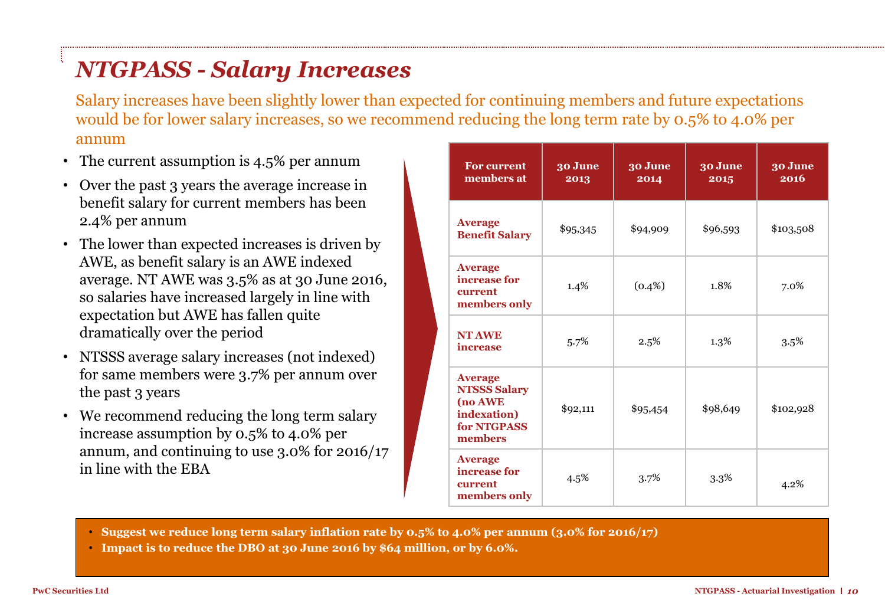# *NTGPASS - Salary Increases*

Salary increases have been slightly lower than expected for continuing members and future expectations would be for lower salary increases, so we recommend reducing the long term rate by 0.5% to 4.0% per annum

- The current assumption is 4.5% per annum
- Over the past 3 years the average increase in benefit salary for current members has been 2.4% per annum
- The lower than expected increases is driven by AWE, as benefit salary is an AWE indexed average. NT AWE was 3.5% as at 30 June 2016, so salaries have increased largely in line with expectation but AWE has fallen quite dramatically over the period
- NTSSS average salary increases (not indexed) for same members were 3.7% per annum over the past 3 years
- We recommend reducing the long term salary increase assumption by 0.5% to 4.0% per annum, and continuing to use 3.0% for 2016/17 in line with the EBA

| For current members at | 30 June 2013 | 30 June 2014 | 30 June 2015 | 30 June 2016 |
|---|---|---|---|---|
| **Average Benefit Salary** | $95,345 | $94,909 | $96,593 | $103,508 |
| **Average increase for current members only** | 1.4% | (0.4%) | 1.8% | 7.0% |
| **NT AWE increase** | 5.7% | 2.5% | 1.3% | 3.5% |
| **Average NTSSS Salary (no AWE indexation) for NTGPASS members** | $92,111 | $95,454 | $98,649 | $102,928 |
| **Average increase for current members only** | 4.5% | 3.7% | 3.3% | 4.2% |

- **Suggest we reduce long term salary inflation rate by 0.5% to 4.0% per annum (3.0% for 2016/17)**
- **Impact is to reduce the DBO at 30 June 2016 by $64 million, or by 6.0%.**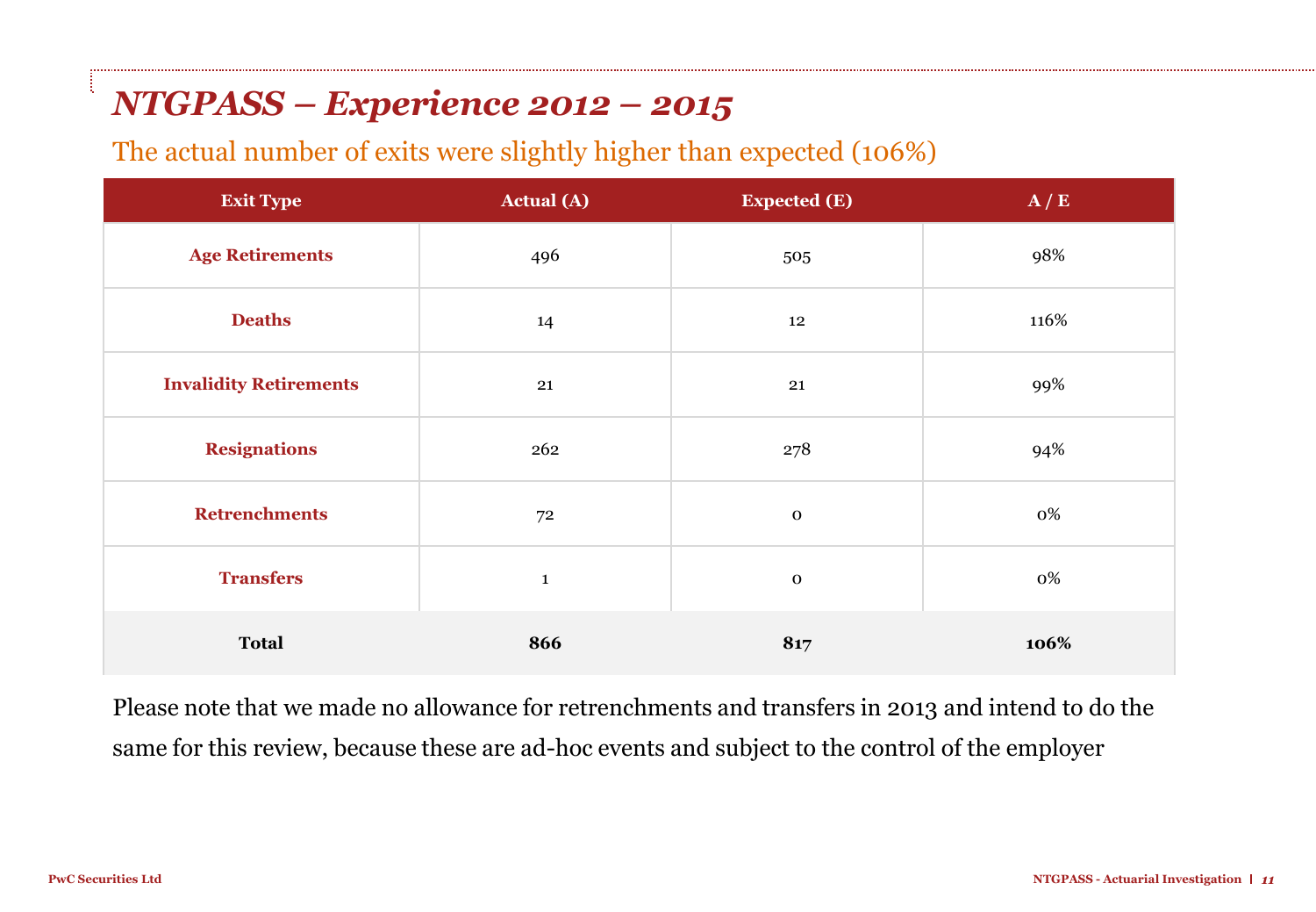# *NTGPASS – Experience 2012 – 2015*

## The actual number of exits were slightly higher than expected (106%)

| Exit Type | Actual (A) | Expected (E) | A / E |
|---|---|---|---|
| **Age Retirements** | 496 | 505 | 98% |
| **Deaths** | 14 | 12 | 116% |
| **Invalidity Retirements** | 21 | 21 | 99% |
| **Resignations** | 262 | 278 | 94% |
| **Retrenchments** | 72 | 0 | 0% |
| **Transfers** | 1 | 0 | 0% |
| **Total** | **866** | **817** | **106%** |

Please note that we made no allowance for retrenchments and transfers in 2013 and intend to do the same for this review, because these are ad-hoc events and subject to the control of the employer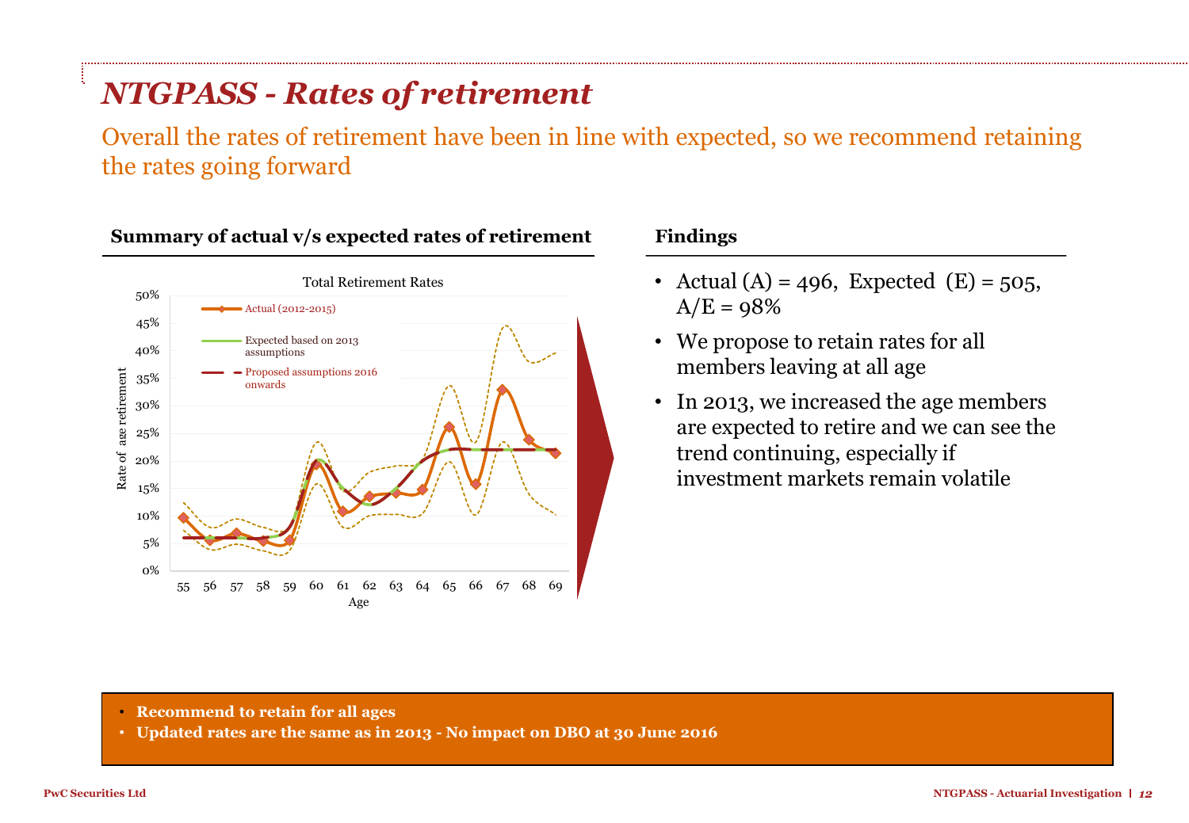# *NTGPASS - Rates of retirement*

Overall the rates of retirement have been in line with expected, so we recommend retaining the rates going forward

**Summary of actual v/s expected rates of retirement**

Total Retirement Rates

- Actual (2012-2015)
- Expected based on 2013 assumptions
- Proposed assumptions 2016 onwards

Rate of age retirement: 0% – 50%

Age: 55 56 57 58 59 60 61 62 63 64 65 66 67 68 69

**Findings**

- Actual (A) = 496, Expected (E) = 505, A/E = 98%
- We propose to retain rates for all members leaving at all age
- In 2013, we increased the age members are expected to retire and we can see the trend continuing, especially if investment markets remain volatile

- **Recommend to retain for all ages**
- **Updated rates are the same as in 2013 - No impact on DBO at 30 June 2016**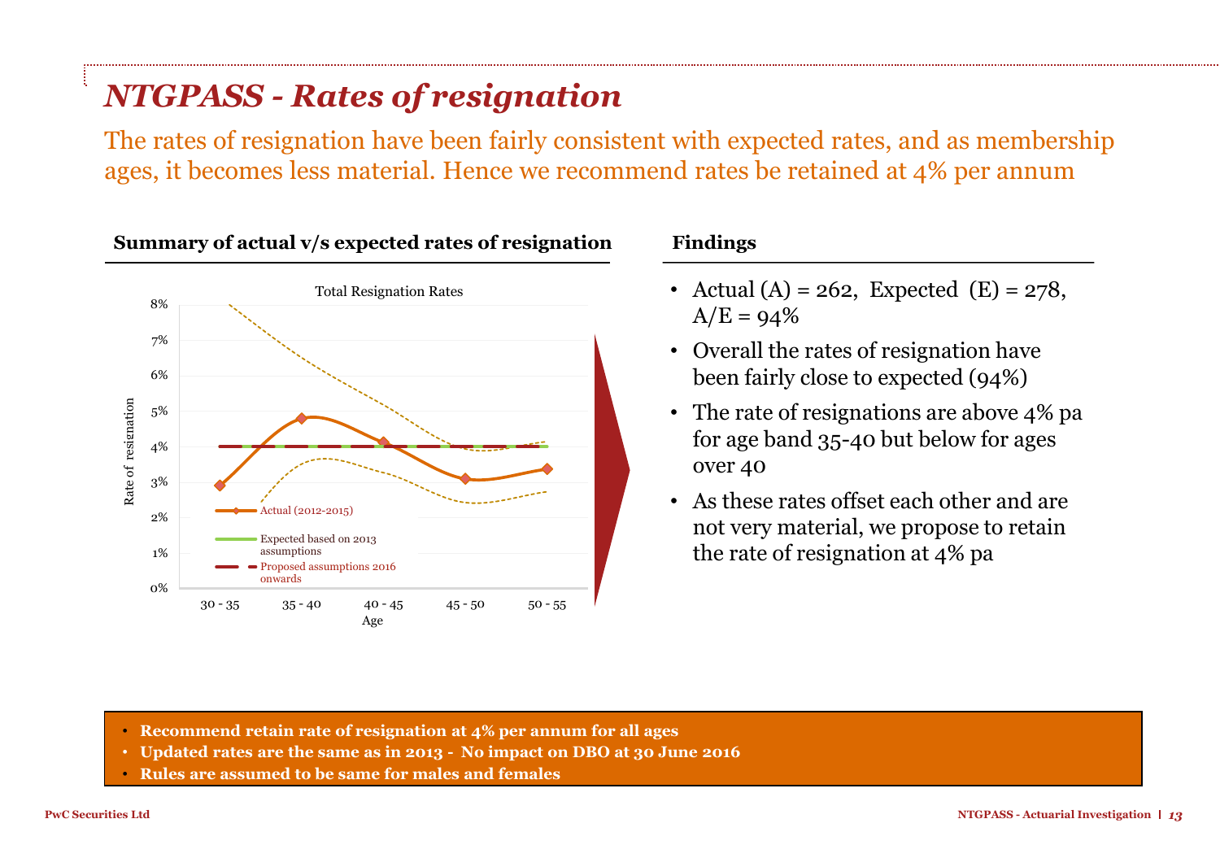# NTGPASS - Rates of resignation

The rates of resignation have been fairly consistent with expected rates, and as membership ages, it becomes less material. Hence we recommend rates be retained at 4% per annum

### Summary of actual v/s expected rates of resignation

Total Resignation Rates

- Actual (2012-2015)
- Expected based on 2013 assumptions
- Proposed assumptions 2016 onwards

Rate of resignation: 0%, 1%, 2%, 3%, 4%, 5%, 6%, 7%, 8%

Age: 30 - 35, 35 - 40, 40 - 45, 45 - 50, 50 - 55

### Findings

- Actual (A) = 262, Expected (E) = 278, A/E = 94%
- Overall the rates of resignation have been fairly close to expected (94%)
- The rate of resignations are above 4% pa for age band 35-40 but below for ages over 40
- As these rates offset each other and are not very material, we propose to retain the rate of resignation at 4% pa

---

- **Recommend retain rate of resignation at 4% per annum for all ages**
- **Updated rates are the same as in 2013 - No impact on DBO at 30 June 2016**
- **Rules are assumed to be same for males and females**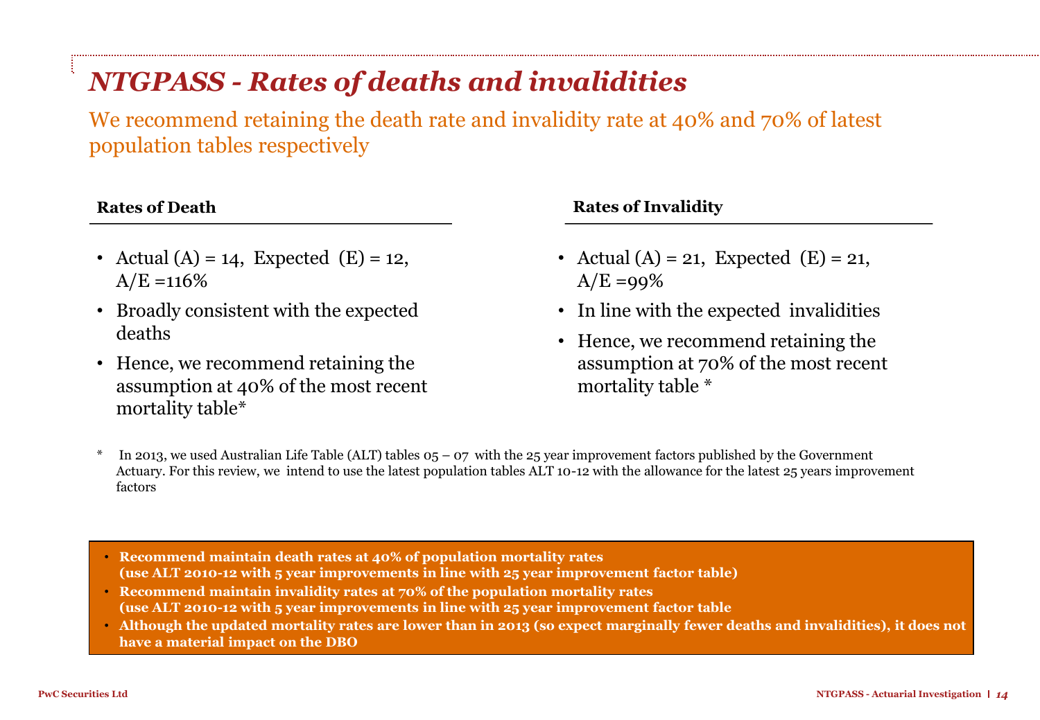# NTGPASS - Rates of deaths and invalidities

We recommend retaining the death rate and invalidity rate at 40% and 70% of latest population tables respectively

### Rates of Death

- Actual (A) = 14, Expected (E) = 12, A/E =116%
- Broadly consistent with the expected deaths
- Hence, we recommend retaining the assumption at 40% of the most recent mortality table*

### Rates of Invalidity

- Actual (A) = 21, Expected (E) = 21, A/E =99%
- In line with the expected invalidities
- Hence, we recommend retaining the assumption at 70% of the most recent mortality table *

\* In 2013, we used Australian Life Table (ALT) tables 05 – 07 with the 25 year improvement factors published by the Government Actuary. For this review, we intend to use the latest population tables ALT 10-12 with the allowance for the latest 25 years improvement factors

- **Recommend maintain death rates at 40% of population mortality rates (use ALT 2010-12 with 5 year improvements in line with 25 year improvement factor table)**
- **Recommend maintain invalidity rates at 70% of the population mortality rates (use ALT 2010-12 with 5 year improvements in line with 25 year improvement factor table**
- **Although the updated mortality rates are lower than in 2013 (so expect marginally fewer deaths and invalidities), it does not have a material impact on the DBO**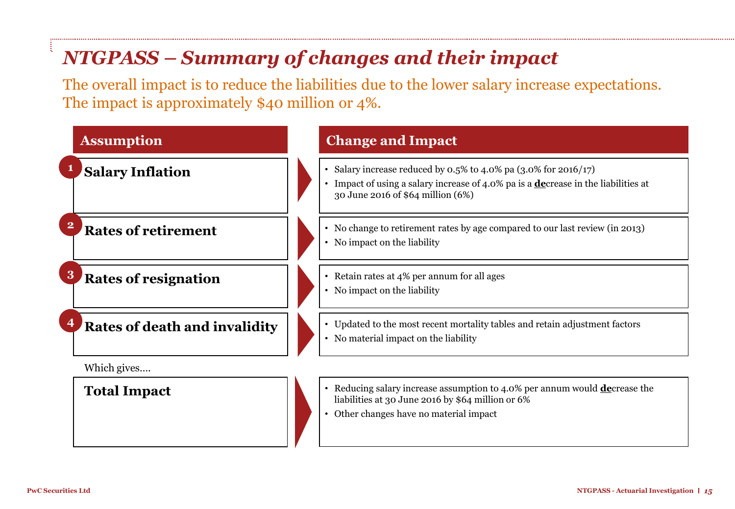# *NTGPASS – Summary of changes and their impact*

The overall impact is to reduce the liabilities due to the lower salary increase expectations. The impact is approximately $40 million or 4%.

| Assumption | Change and Impact |
|---|---|
| 1 **Salary Inflation** | • Salary increase reduced by 0.5% to 4.0% pa (3.0% for 2016/17)<br>• Impact of using a salary increase of 4.0% pa is a **de**crease in the liabilities at 30 June 2016 of $64 million (6%) |
| 2 **Rates of retirement** | • No change to retirement rates by age compared to our last review (in 2013)<br>• No impact on the liability |
| 3 **Rates of resignation** | • Retain rates at 4% per annum for all ages<br>• No impact on the liability |
| 4 **Rates of death and invalidity** | • Updated to the most recent mortality tables and retain adjustment factors<br>• No material impact on the liability |

Which gives....

| | |
|---|---|
| **Total Impact** | • Reducing salary increase assumption to 4.0% per annum would **de**crease the liabilities at 30 June 2016 by $64 million or 6%<br>• Other changes have no material impact |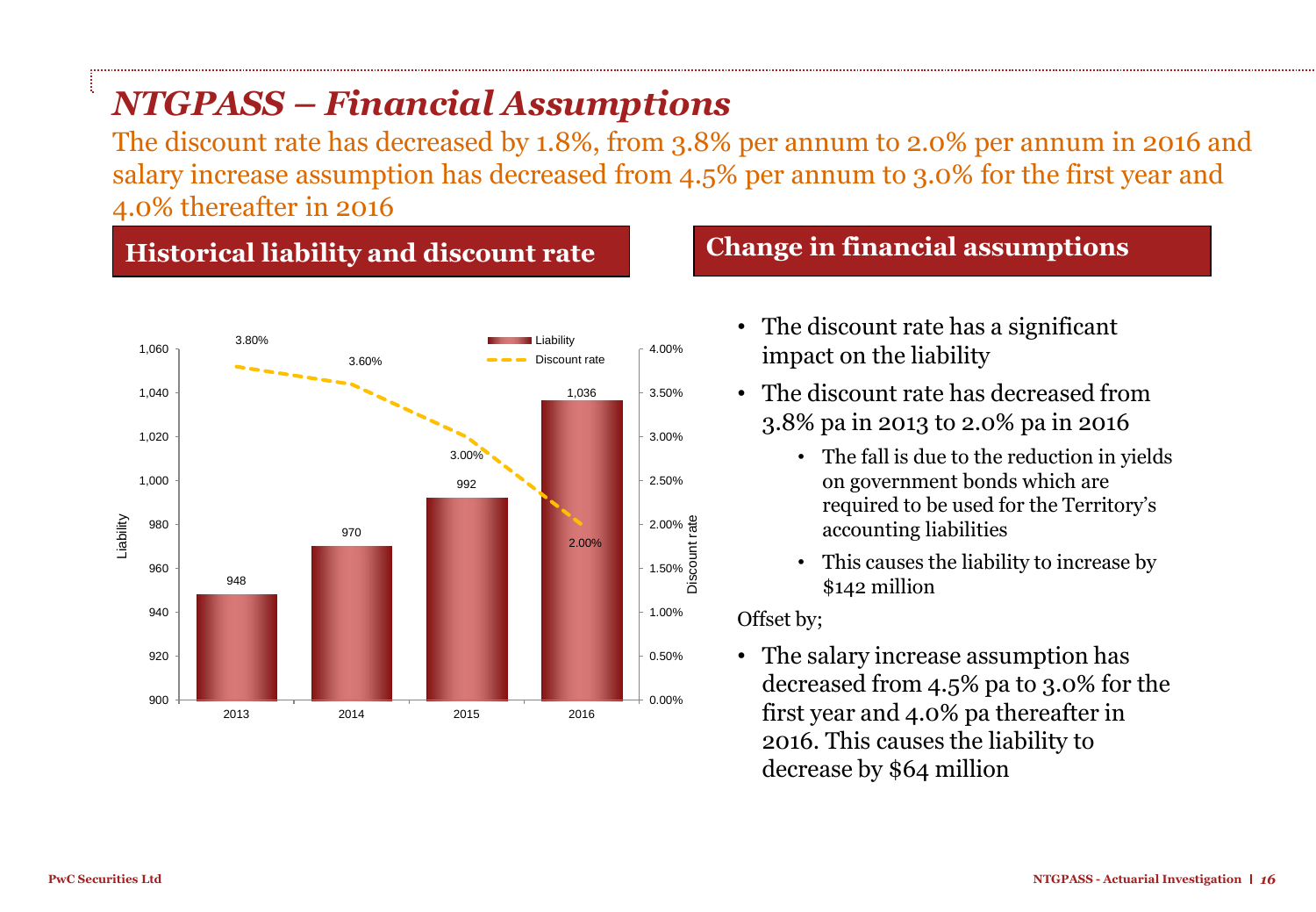# NTGPASS – Financial Assumptions

The discount rate has decreased by 1.8%, from 3.8% per annum to 2.0% per annum in 2016 and salary increase assumption has decreased from 4.5% per annum to 3.0% for the first year and 4.0% thereafter in 2016

## Historical liability and discount rate

| Year | Liability | Discount rate |
|---|---|---|
| 2013 | 948 | 3.80% |
| 2014 | 970 | 3.60% |
| 2015 | 992 | 3.00% |
| 2016 | 1,036 | 2.00% |

## Change in financial assumptions

- The discount rate has a significant impact on the liability
- The discount rate has decreased from 3.8% pa in 2013 to 2.0% pa in 2016
  - The fall is due to the reduction in yields on government bonds which are required to be used for the Territory's accounting liabilities
  - This causes the liability to increase by $142 million

Offset by;

- The salary increase assumption has decreased from 4.5% pa to 3.0% for the first year and 4.0% pa thereafter in 2016. This causes the liability to decrease by $64 million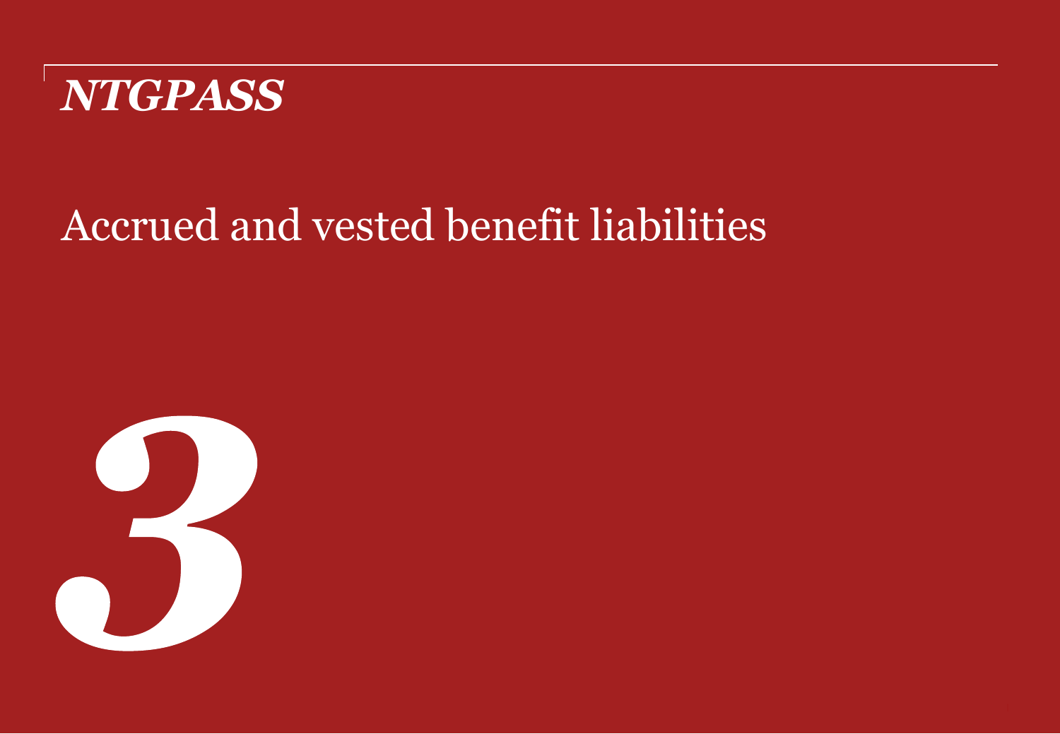*NTGPASS*

# Accrued and vested benefit liabilities

***3***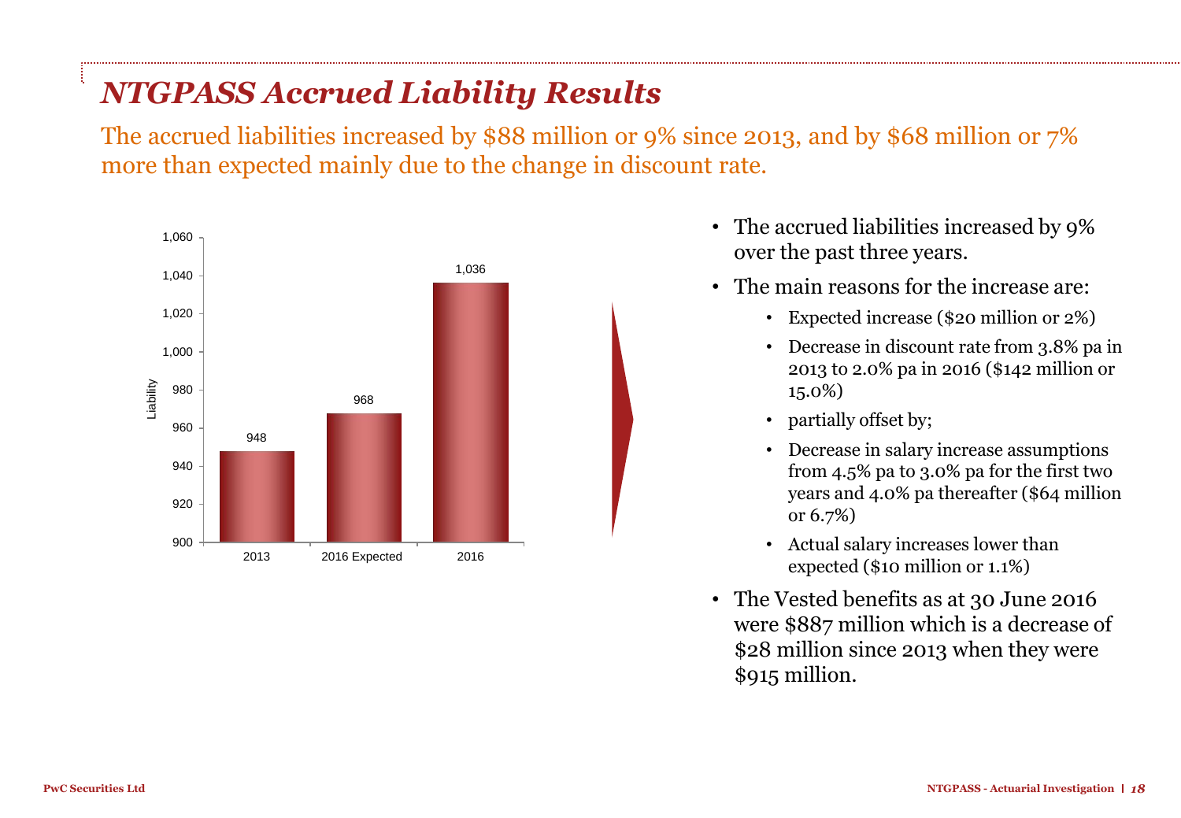# NTGPASS Accrued Liability Results

The accrued liabilities increased by $88 million or 9% since 2013, and by $68 million or 7% more than expected mainly due to the change in discount rate.

| | Liability |
|---|---|
| 2013 | 948 |
| 2016 Expected | 968 |
| 2016 | 1,036 |

- The accrued liabilities increased by 9% over the past three years.
- The main reasons for the increase are:
  - Expected increase ($20 million or 2%)
  - Decrease in discount rate from 3.8% pa in 2013 to 2.0% pa in 2016 ($142 million or 15.0%)
  - partially offset by;
  - Decrease in salary increase assumptions from 4.5% pa to 3.0% pa for the first two years and 4.0% pa thereafter ($64 million or 6.7%)
  - Actual salary increases lower than expected ($10 million or 1.1%)
- The Vested benefits as at 30 June 2016 were $887 million which is a decrease of $28 million since 2013 when they were $915 million.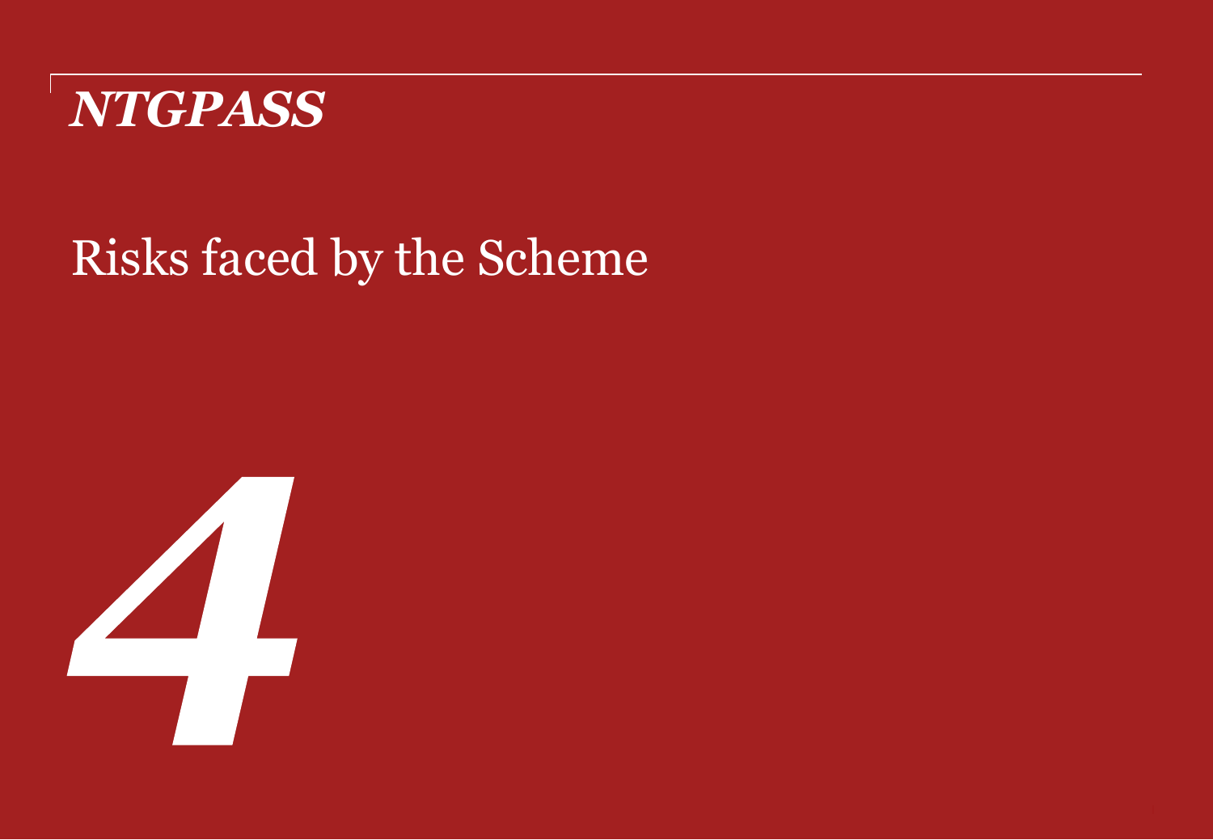*NTGPASS*

# Risks faced by the Scheme

*4*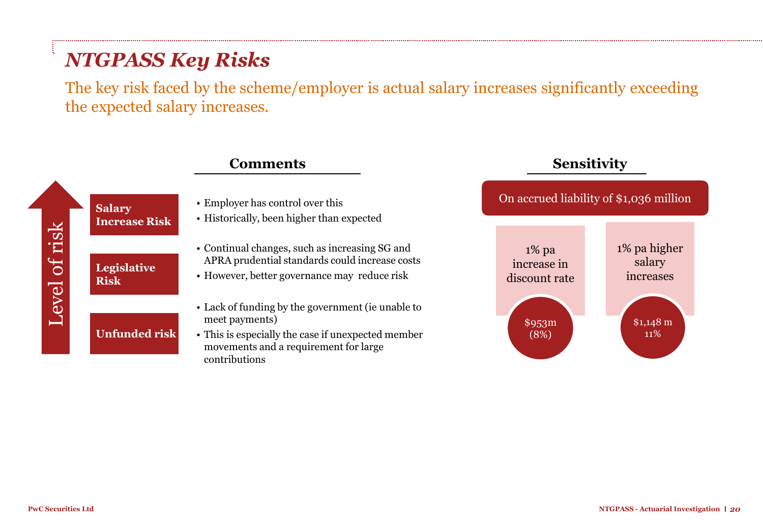# *NTGPASS Key Risks*

The key risk faced by the scheme/employer is actual salary increases significantly exceeding the expected salary increases.

Level of risk

| Risk | Comments |
|---|---|
| **Salary Increase Risk** | • Employer has control over this<br>• Historically, been higher than expected |
| **Legislative Risk** | • Continual changes, such as increasing SG and APRA prudential standards could increase costs<br>• However, better governance may reduce risk |
| **Unfunded risk** | • Lack of funding by the government (ie unable to meet payments)<br>• This is especially the case if unexpected member movements and a requirement for large contributions |

## Sensitivity

On accrued liability of $1,036 million

| 1% pa increase in discount rate | 1% pa higher salary increases |
|---|---|
| $953m (8%) | $1,148 m 11% |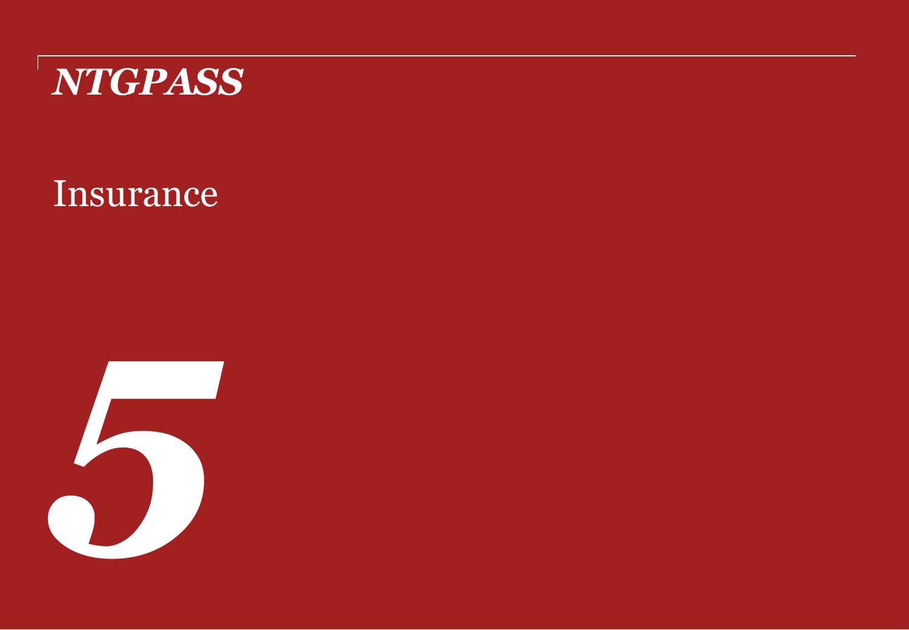*NTGPASS*

# Insurance

# *5*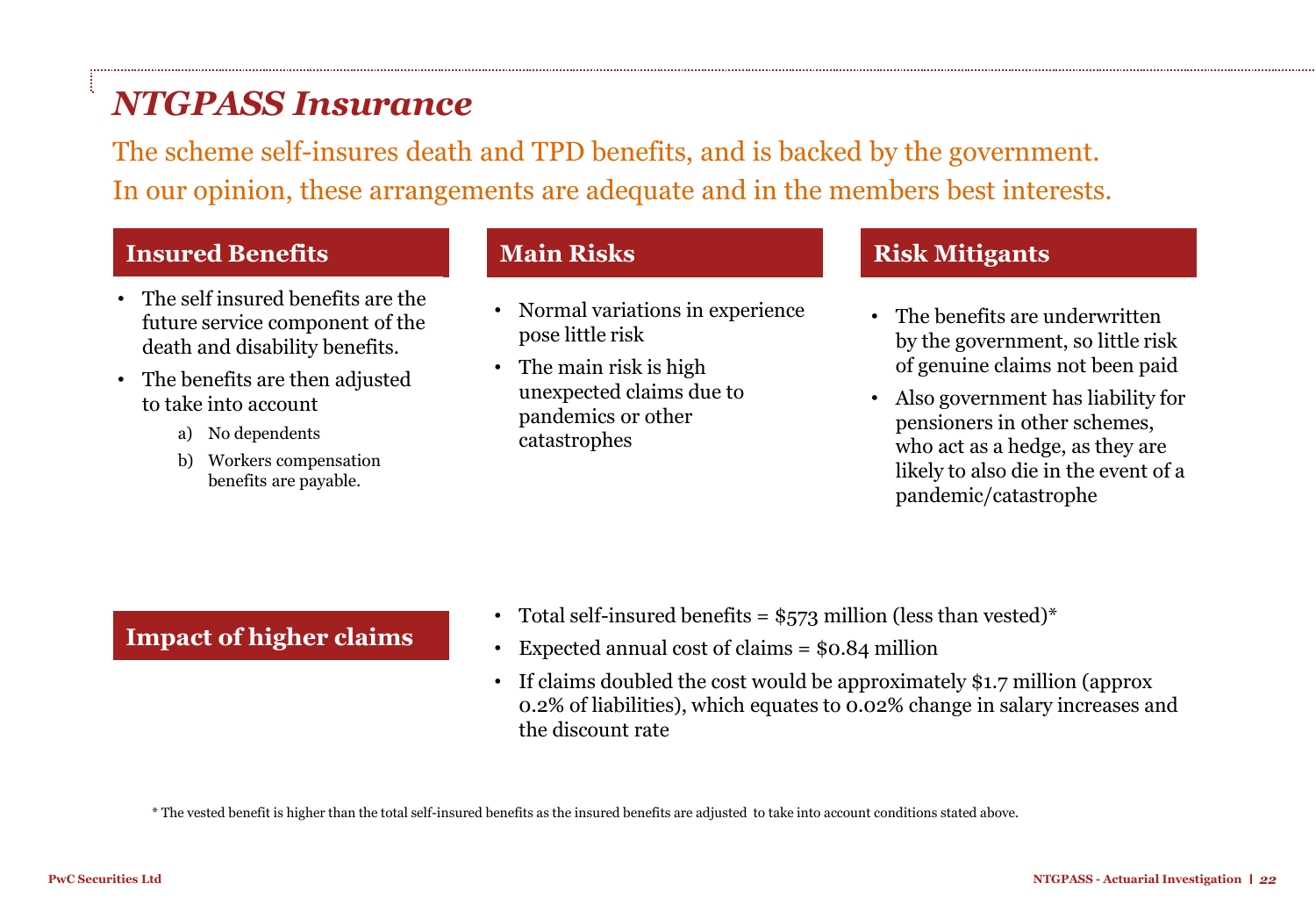# *NTGPASS Insurance*

The scheme self-insures death and TPD benefits, and is backed by the government.
In our opinion, these arrangements are adequate and in the members best interests.

## Insured Benefits

- The self insured benefits are the future service component of the death and disability benefits.
- The benefits are then adjusted to take into account
  a) No dependents
  b) Workers compensation benefits are payable.

## Main Risks

- Normal variations in experience pose little risk
- The main risk is high unexpected claims due to pandemics or other catastrophes

## Risk Mitigants

- The benefits are underwritten by the government, so little risk of genuine claims not been paid
- Also government has liability for pensioners in other schemes, who act as a hedge, as they are likely to also die in the event of a pandemic/catastrophe

## Impact of higher claims

- Total self-insured benefits = $573 million (less than vested)*
- Expected annual cost of claims = $0.84 million
- If claims doubled the cost would be approximately $1.7 million (approx 0.2% of liabilities), which equates to 0.02% change in salary increases and the discount rate

* The vested benefit is higher than the total self-insured benefits as the insured benefits are adjusted to take into account conditions stated above.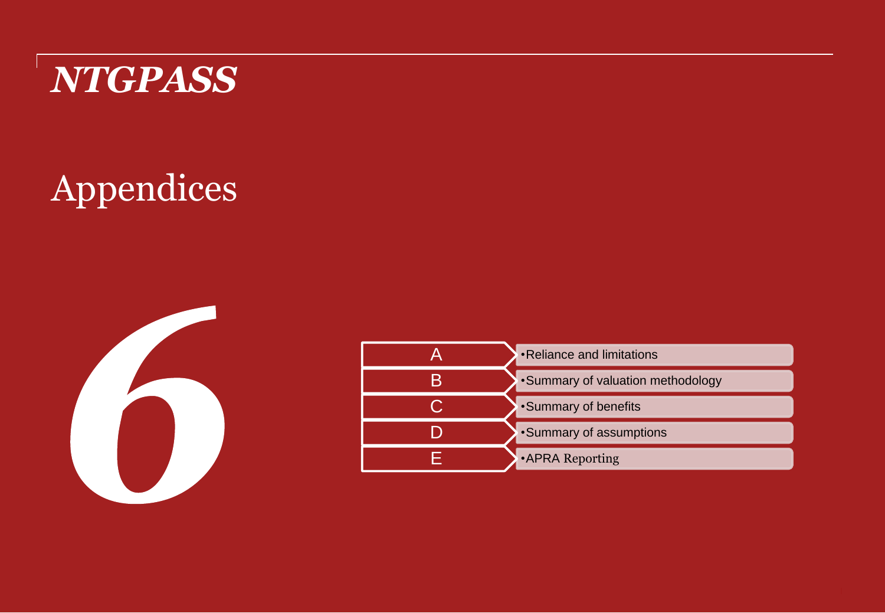*NTGPASS*

# Appendices

*6*

| | |
|---|---|
| A | •Reliance and limitations |
| B | •Summary of valuation methodology |
| C | •Summary of benefits |
| D | •Summary of assumptions |
| E | •APRA Reporting |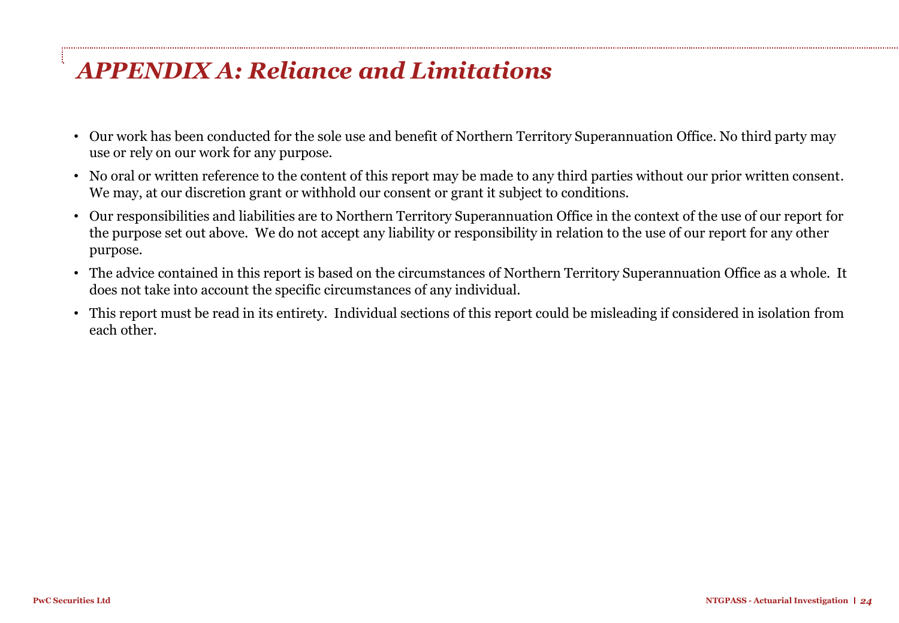# *APPENDIX A: Reliance and Limitations*

- Our work has been conducted for the sole use and benefit of Northern Territory Superannuation Office. No third party may use or rely on our work for any purpose.
- No oral or written reference to the content of this report may be made to any third parties without our prior written consent. We may, at our discretion grant or withhold our consent or grant it subject to conditions.
- Our responsibilities and liabilities are to Northern Territory Superannuation Office in the context of the use of our report for the purpose set out above. We do not accept any liability or responsibility in relation to the use of our report for any other purpose.
- The advice contained in this report is based on the circumstances of Northern Territory Superannuation Office as a whole. It does not take into account the specific circumstances of any individual.
- This report must be read in its entirety. Individual sections of this report could be misleading if considered in isolation from each other.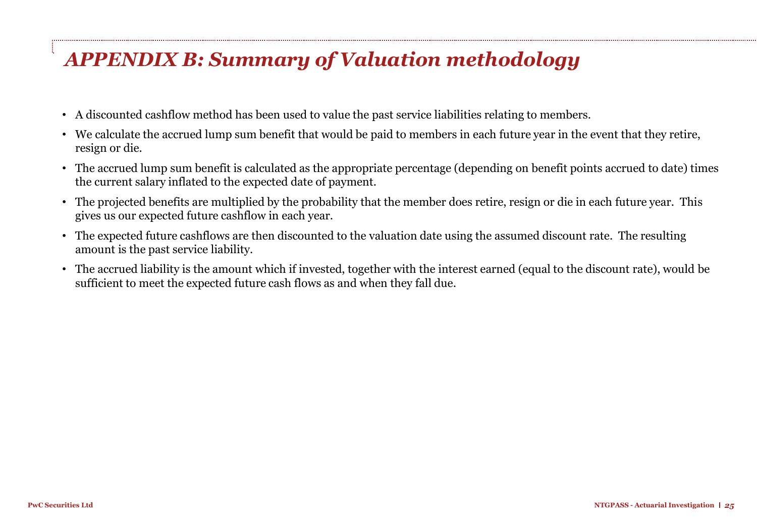# *APPENDIX B: Summary of Valuation methodology*

- A discounted cashflow method has been used to value the past service liabilities relating to members.
- We calculate the accrued lump sum benefit that would be paid to members in each future year in the event that they retire, resign or die.
- The accrued lump sum benefit is calculated as the appropriate percentage (depending on benefit points accrued to date) times the current salary inflated to the expected date of payment.
- The projected benefits are multiplied by the probability that the member does retire, resign or die in each future year. This gives us our expected future cashflow in each year.
- The expected future cashflows are then discounted to the valuation date using the assumed discount rate. The resulting amount is the past service liability.
- The accrued liability is the amount which if invested, together with the interest earned (equal to the discount rate), would be sufficient to meet the expected future cash flows as and when they fall due.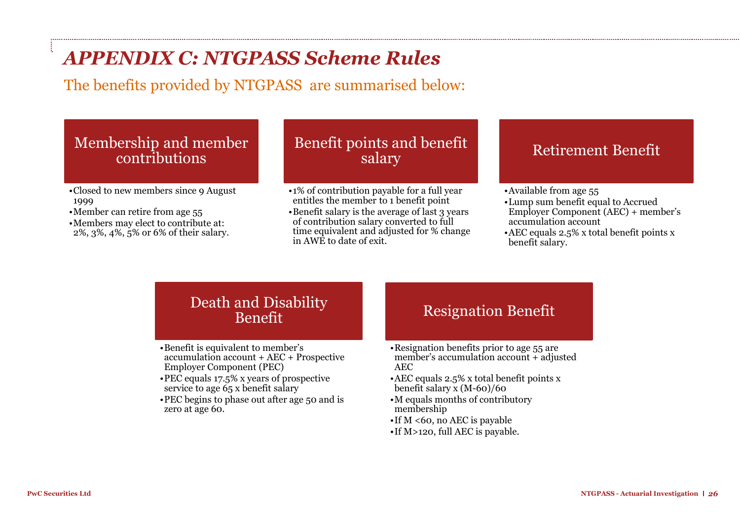# *APPENDIX C: NTGPASS Scheme Rules*

The benefits provided by NTGPASS are summarised below:

## Membership and member contributions

- Closed to new members since 9 August 1999
- Member can retire from age 55
- Members may elect to contribute at: 2%, 3%, 4%, 5% or 6% of their salary.

## Benefit points and benefit salary

- 1% of contribution payable for a full year entitles the member to 1 benefit point
- Benefit salary is the average of last 3 years of contribution salary converted to full time equivalent and adjusted for % change in AWE to date of exit.

## Retirement Benefit

- Available from age 55
- Lump sum benefit equal to Accrued Employer Component (AEC) + member's accumulation account
- AEC equals 2.5% x total benefit points x benefit salary.

## Death and Disability Benefit

- Benefit is equivalent to member's accumulation account + AEC + Prospective Employer Component (PEC)
- PEC equals 17.5% x years of prospective service to age 65 x benefit salary
- PEC begins to phase out after age 50 and is zero at age 60.

## Resignation Benefit

- Resignation benefits prior to age 55 are member's accumulation account + adjusted AEC
- AEC equals 2.5% x total benefit points x benefit salary x (M-60)/60
- M equals months of contributory membership
- If M <60, no AEC is payable
- If M>120, full AEC is payable.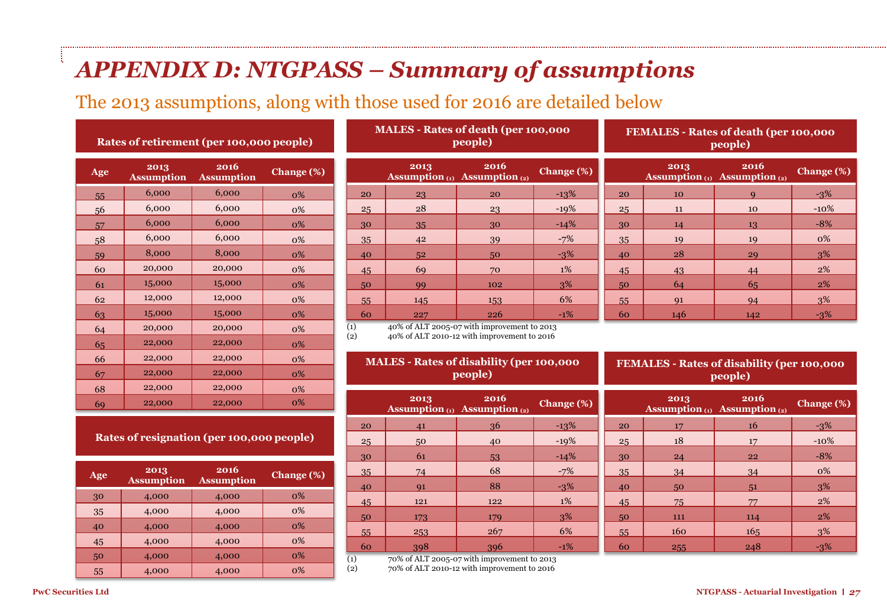# *APPENDIX D: NTGPASS – Summary of assumptions*

## The 2013 assumptions, along with those used for 2016 are detailed below

### Rates of retirement (per 100,000 people)

| Age | 2013 Assumption | 2016 Assumption | Change (%) |
|---|---|---|---|
| 55 | 6,000 | 6,000 | 0% |
| 56 | 6,000 | 6,000 | 0% |
| 57 | 6,000 | 6,000 | 0% |
| 58 | 6,000 | 6,000 | 0% |
| 59 | 8,000 | 8,000 | 0% |
| 60 | 20,000 | 20,000 | 0% |
| 61 | 15,000 | 15,000 | 0% |
| 62 | 12,000 | 12,000 | 0% |
| 63 | 15,000 | 15,000 | 0% |
| 64 | 20,000 | 20,000 | 0% |
| 65 | 22,000 | 22,000 | 0% |
| 66 | 22,000 | 22,000 | 0% |
| 67 | 22,000 | 22,000 | 0% |
| 68 | 22,000 | 22,000 | 0% |
| 69 | 22,000 | 22,000 | 0% |

### Rates of resignation (per 100,000 people)

| Age | 2013 Assumption | 2016 Assumption | Change (%) |
|---|---|---|---|
| 30 | 4,000 | 4,000 | 0% |
| 35 | 4,000 | 4,000 | 0% |
| 40 | 4,000 | 4,000 | 0% |
| 45 | 4,000 | 4,000 | 0% |
| 50 | 4,000 | 4,000 | 0% |
| 55 | 4,000 | 4,000 | 0% |

### MALES - Rates of death (per 100,000 people)

| | 2013 Assumption (1) | 2016 Assumption (2) | Change (%) |
|---|---|---|---|
| 20 | 23 | 20 | -13% |
| 25 | 28 | 23 | -19% |
| 30 | 35 | 30 | -14% |
| 35 | 42 | 39 | -7% |
| 40 | 52 | 50 | -3% |
| 45 | 69 | 70 | 1% |
| 50 | 99 | 102 | 3% |
| 55 | 145 | 153 | 6% |
| 60 | 227 | 226 | -1% |

(1) 40% of ALT 2005-07 with improvement to 2013
(2) 40% of ALT 2010-12 with improvement to 2016

### FEMALES - Rates of death (per 100,000 people)

| | 2013 Assumption (1) | 2016 Assumption (2) | Change (%) |
|---|---|---|---|
| 20 | 10 | 9 | -3% |
| 25 | 11 | 10 | -10% |
| 30 | 14 | 13 | -8% |
| 35 | 19 | 19 | 0% |
| 40 | 28 | 29 | 3% |
| 45 | 43 | 44 | 2% |
| 50 | 64 | 65 | 2% |
| 55 | 91 | 94 | 3% |
| 60 | 146 | 142 | -3% |

### MALES - Rates of disability (per 100,000 people)

| | 2013 Assumption (1) | 2016 Assumption (2) | Change (%) |
|---|---|---|---|
| 20 | 41 | 36 | -13% |
| 25 | 50 | 40 | -19% |
| 30 | 61 | 53 | -14% |
| 35 | 74 | 68 | -7% |
| 40 | 91 | 88 | -3% |
| 45 | 121 | 122 | 1% |
| 50 | 173 | 179 | 3% |
| 55 | 253 | 267 | 6% |
| 60 | 398 | 396 | -1% |

(1) 70% of ALT 2005-07 with improvement to 2013
(2) 70% of ALT 2010-12 with improvement to 2016

### FEMALES - Rates of disability (per 100,000 people)

| | 2013 Assumption (1) | 2016 Assumption (2) | Change (%) |
|---|---|---|---|
| 20 | 17 | 16 | -3% |
| 25 | 18 | 17 | -10% |
| 30 | 24 | 22 | -8% |
| 35 | 34 | 34 | 0% |
| 40 | 50 | 51 | 3% |
| 45 | 75 | 77 | 2% |
| 50 | 111 | 114 | 2% |
| 55 | 160 | 165 | 3% |
| 60 | 255 | 248 | -3% |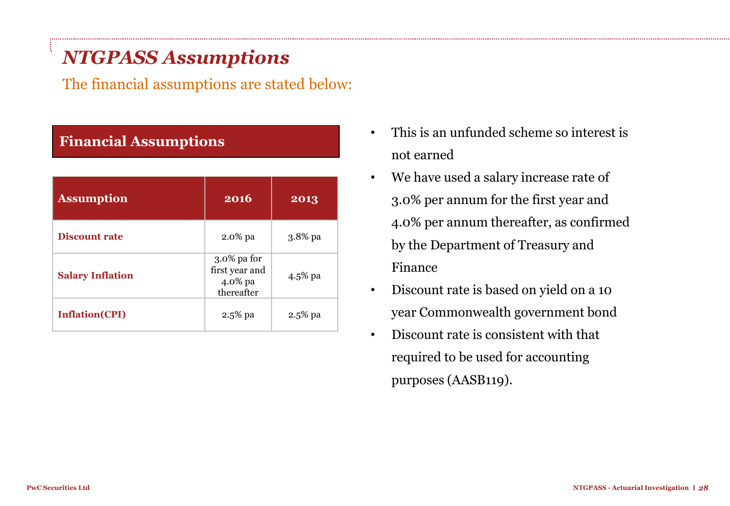# *NTGPASS Assumptions*

The financial assumptions are stated below:

## Financial Assumptions

| Assumption | 2016 | 2013 |
|---|---|---|
| **Discount rate** | 2.0% pa | 3.8% pa |
| **Salary Inflation** | 3.0% pa for first year and 4.0% pa thereafter | 4.5% pa |
| **Inflation(CPI)** | 2.5% pa | 2.5% pa |

- This is an unfunded scheme so interest is not earned
- We have used a salary increase rate of 3.0% per annum for the first year and 4.0% per annum thereafter, as confirmed by the Department of Treasury and Finance
- Discount rate is based on yield on a 10 year Commonwealth government bond
- Discount rate is consistent with that required to be used for accounting purposes (AASB119).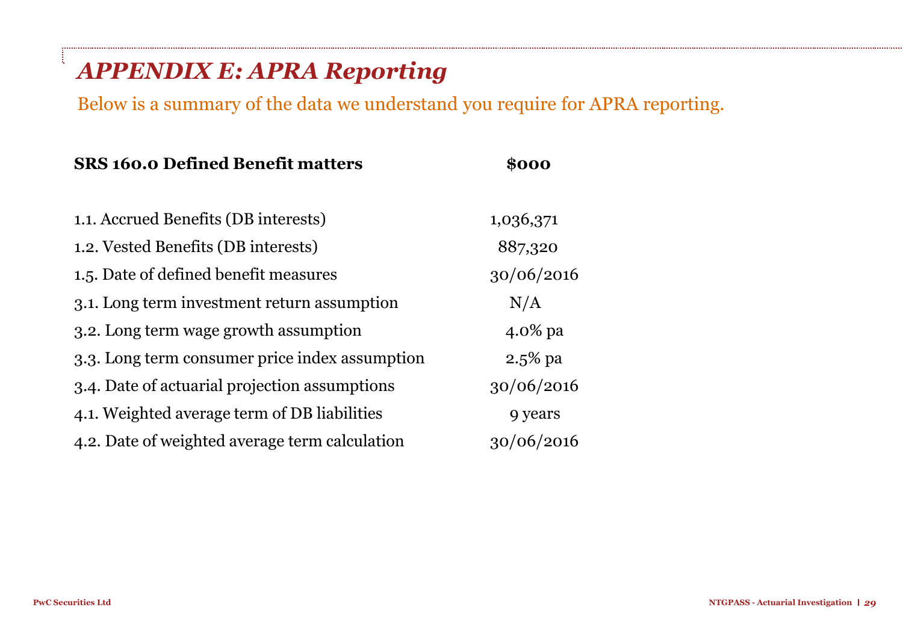# *APPENDIX E: APRA Reporting*

Below is a summary of the data we understand you require for APRA reporting.

| **SRS 160.0 Defined Benefit matters** | **$000** |
|---|---|
| 1.1. Accrued Benefits (DB interests) | 1,036,371 |
| 1.2. Vested Benefits (DB interests) | 887,320 |
| 1.5. Date of defined benefit measures | 30/06/2016 |
| 3.1. Long term investment return assumption | N/A |
| 3.2. Long term wage growth assumption | 4.0% pa |
| 3.3. Long term consumer price index assumption | 2.5% pa |
| 3.4. Date of actuarial projection assumptions | 30/06/2016 |
| 4.1. Weighted average term of DB liabilities | 9 years |
| 4.2. Date of weighted average term calculation | 30/06/2016 |